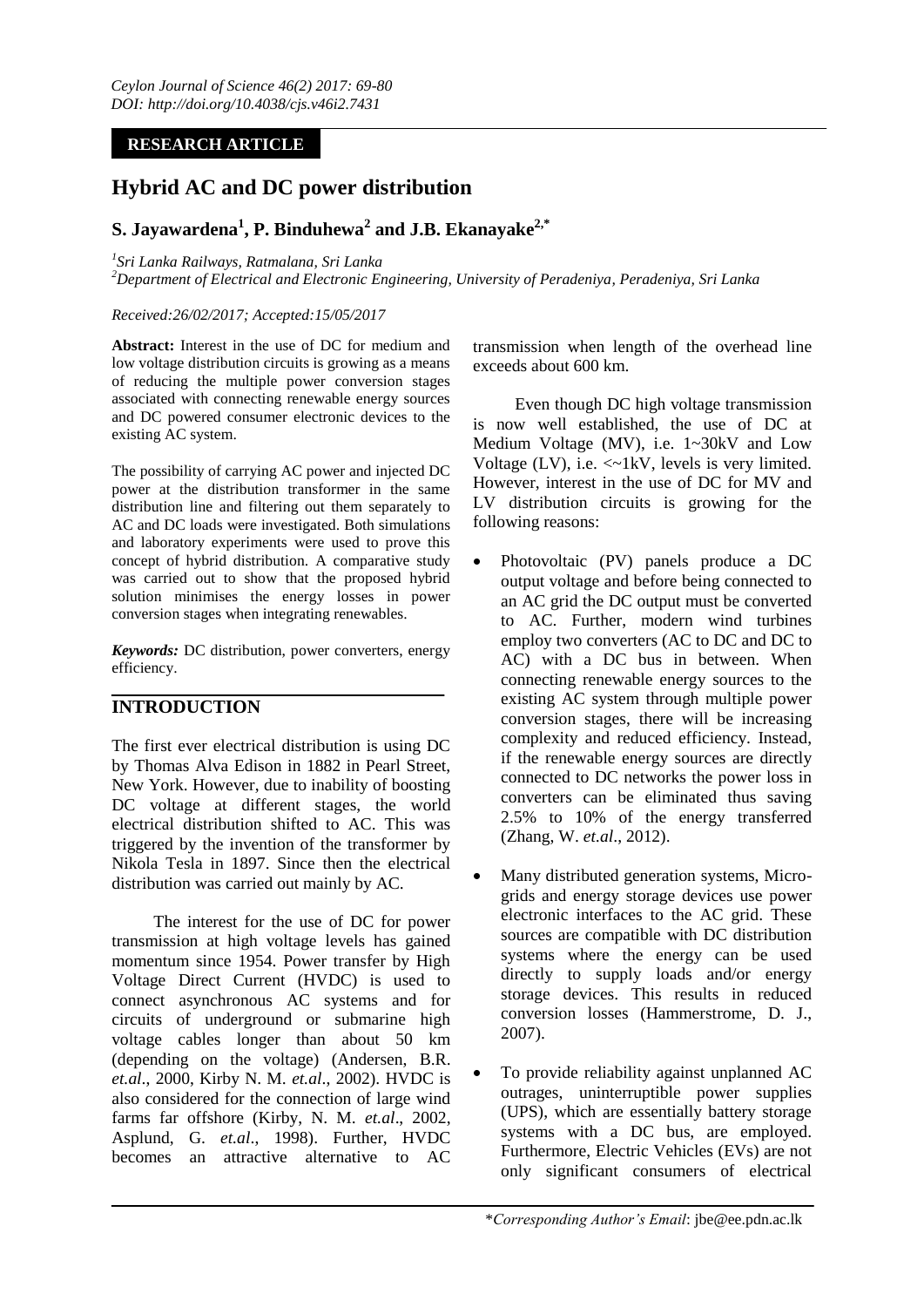**RESEARCH ARTICLE**

# Hybrid AC and DC power distribution

## S. Jayawardena[1], P. Binduhewa[2] and J.B. Ekanayake[2,*]

*[1]Sri Lanka Railways, Ratmalana, Sri Lanka*
*[2]Department of Electrical and Electronic Engineering, University of Peradeniya, Peradeniya, Sri Lanka*

*Received:26/02/2017; Accepted:15/05/2017*

**Abstract:** Interest in the use of DC for medium and low voltage distribution circuits is growing as a means of reducing the multiple power conversion stages associated with connecting renewable energy sources and DC powered consumer electronic devices to the existing AC system.

The possibility of carrying AC power and injected DC power at the distribution transformer in the same distribution line and filtering out them separately to AC and DC loads were investigated. Both simulations and laboratory experiments were used to prove this concept of hybrid distribution. A comparative study was carried out to show that the proposed hybrid solution minimises the energy losses in power conversion stages when integrating renewables.

***Keywords:*** DC distribution, power converters, energy efficiency.

## INTRODUCTION

The first ever electrical distribution is using DC by Thomas Alva Edison in 1882 in Pearl Street, New York. However, due to inability of boosting DC voltage at different stages, the world electrical distribution shifted to AC. This was triggered by the invention of the transformer by Nikola Tesla in 1897. Since then the electrical distribution was carried out mainly by AC.

The interest for the use of DC for power transmission at high voltage levels has gained momentum since 1954. Power transfer by High Voltage Direct Current (HVDC) is used to connect asynchronous AC systems and for circuits of underground or submarine high voltage cables longer than about 50 km (depending on the voltage) (Andersen, B.R. *et.al*., 2000, Kirby N. M. *et.al*., 2002). HVDC is also considered for the connection of large wind farms far offshore (Kirby, N. M. *et.al*., 2002, Asplund, G. *et.al*., 1998). Further, HVDC becomes an attractive alternative to AC transmission when length of the overhead line exceeds about 600 km.

Even though DC high voltage transmission is now well established, the use of DC at Medium Voltage (MV), i.e. 1~30kV and Low Voltage (LV), i.e. <~1kV, levels is very limited. However, interest in the use of DC for MV and LV distribution circuits is growing for the following reasons:

- Photovoltaic (PV) panels produce a DC output voltage and before being connected to an AC grid the DC output must be converted to AC. Further, modern wind turbines employ two converters (AC to DC and DC to AC) with a DC bus in between. When connecting renewable energy sources to the existing AC system through multiple power conversion stages, there will be increasing complexity and reduced efficiency. Instead, if the renewable energy sources are directly connected to DC networks the power loss in converters can be eliminated thus saving 2.5% to 10% of the energy transferred (Zhang, W. *et.al*., 2012).
- Many distributed generation systems, Micro-grids and energy storage devices use power electronic interfaces to the AC grid. These sources are compatible with DC distribution systems where the energy can be used directly to supply loads and/or energy storage devices. This results in reduced conversion losses (Hammerstrome, D. J., 2007).
- To provide reliability against unplanned AC outrages, uninterruptible power supplies (UPS), which are essentially battery storage systems with a DC bus, are employed. Furthermore, Electric Vehicles (EVs) are not only significant consumers of electrical

\**Corresponding Author's Email*: jbe@ee.pdn.ac.lk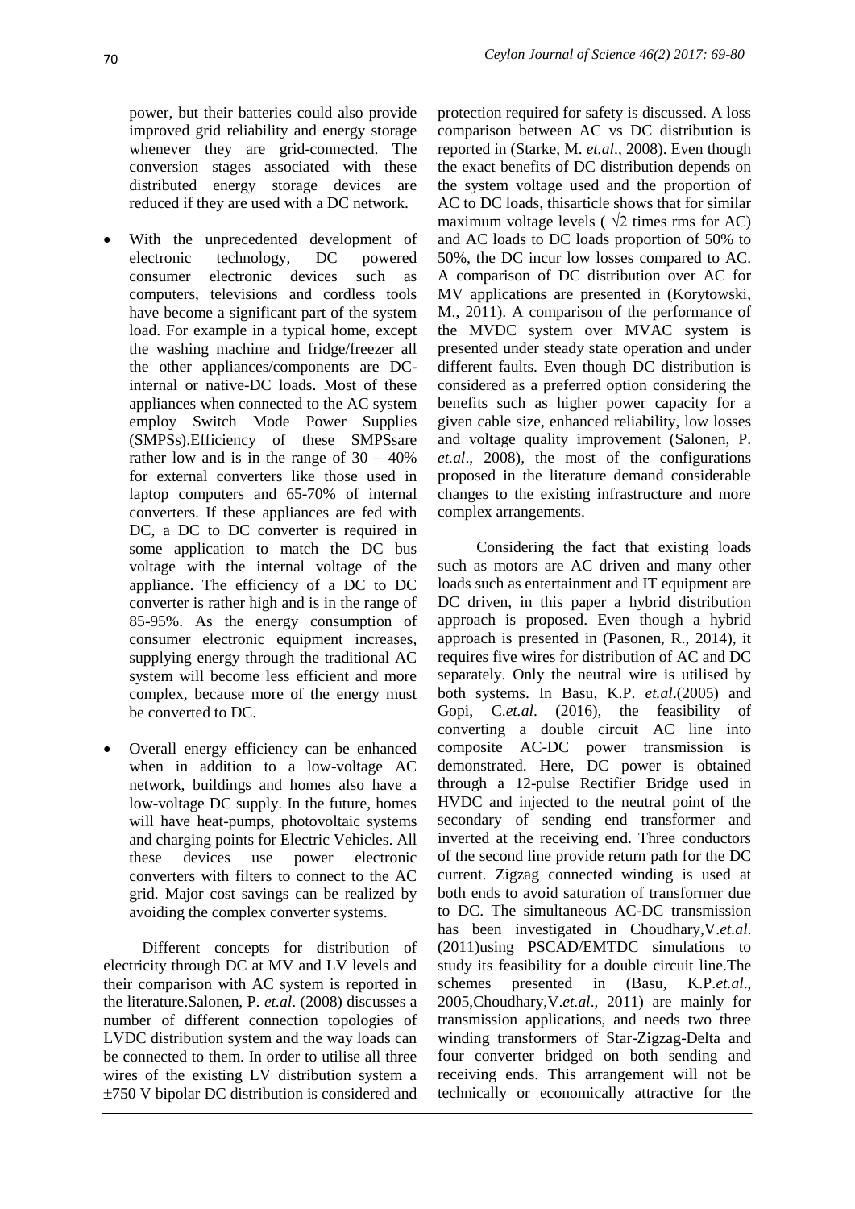power, but their batteries could also provide improved grid reliability and energy storage whenever they are grid-connected. The conversion stages associated with these distributed energy storage devices are reduced if they are used with a DC network.

- With the unprecedented development of electronic technology, DC powered consumer electronic devices such as computers, televisions and cordless tools have become a significant part of the system load. For example in a typical home, except the washing machine and fridge/freezer all the other appliances/components are DC-internal or native-DC loads. Most of these appliances when connected to the AC system employ Switch Mode Power Supplies (SMPSs).Efficiency of these SMPSsare rather low and is in the range of 30 – 40% for external converters like those used in laptop computers and 65-70% of internal converters. If these appliances are fed with DC, a DC to DC converter is required in some application to match the DC bus voltage with the internal voltage of the appliance. The efficiency of a DC to DC converter is rather high and is in the range of 85-95%. As the energy consumption of consumer electronic equipment increases, supplying energy through the traditional AC system will become less efficient and more complex, because more of the energy must be converted to DC.

- Overall energy efficiency can be enhanced when in addition to a low-voltage AC network, buildings and homes also have a low-voltage DC supply. In the future, homes will have heat-pumps, photovoltaic systems and charging points for Electric Vehicles. All these devices use power electronic converters with filters to connect to the AC grid. Major cost savings can be realized by avoiding the complex converter systems.

Different concepts for distribution of electricity through DC at MV and LV levels and their comparison with AC system is reported in the literature.Salonen, P. *et.al*. (2008) discusses a number of different connection topologies of LVDC distribution system and the way loads can be connected to them. In order to utilise all three wires of the existing LV distribution system a ±750 V bipolar DC distribution is considered and protection required for safety is discussed. A loss comparison between AC vs DC distribution is reported in (Starke, M. *et.al*., 2008). Even though the exact benefits of DC distribution depends on the system voltage used and the proportion of AC to DC loads, thisarticle shows that for similar maximum voltage levels ( $\sqrt{2}$ times rms for AC) and AC loads to DC loads proportion of 50% to 50%, the DC incur low losses compared to AC. A comparison of DC distribution over AC for MV applications are presented in (Korytowski, M., 2011). A comparison of the performance of the MVDC system over MVAC system is presented under steady state operation and under different faults. Even though DC distribution is considered as a preferred option considering the benefits such as higher power capacity for a given cable size, enhanced reliability, low losses and voltage quality improvement (Salonen, P. *et.al*., 2008), the most of the configurations proposed in the literature demand considerable changes to the existing infrastructure and more complex arrangements.

Considering the fact that existing loads such as motors are AC driven and many other loads such as entertainment and IT equipment are DC driven, in this paper a hybrid distribution approach is proposed. Even though a hybrid approach is presented in (Pasonen, R., 2014), it requires five wires for distribution of AC and DC separately. Only the neutral wire is utilised by both systems. In Basu, K.P. *et.al*.(2005) and Gopi, C.*et.al*. (2016), the feasibility of converting a double circuit AC line into composite AC-DC power transmission is demonstrated. Here, DC power is obtained through a 12-pulse Rectifier Bridge used in HVDC and injected to the neutral point of the secondary of sending end transformer and inverted at the receiving end. Three conductors of the second line provide return path for the DC current. Zigzag connected winding is used at both ends to avoid saturation of transformer due to DC. The simultaneous AC-DC transmission has been investigated in Choudhary,V.*et.al*. (2011)using PSCAD/EMTDC simulations to study its feasibility for a double circuit line.The schemes presented in (Basu, K.P.*et.al*., 2005,Choudhary,V.*et.al*., 2011) are mainly for transmission applications, and needs two three winding transformers of Star-Zigzag-Delta and four converter bridged on both sending and receiving ends. This arrangement will not be technically or economically attractive for the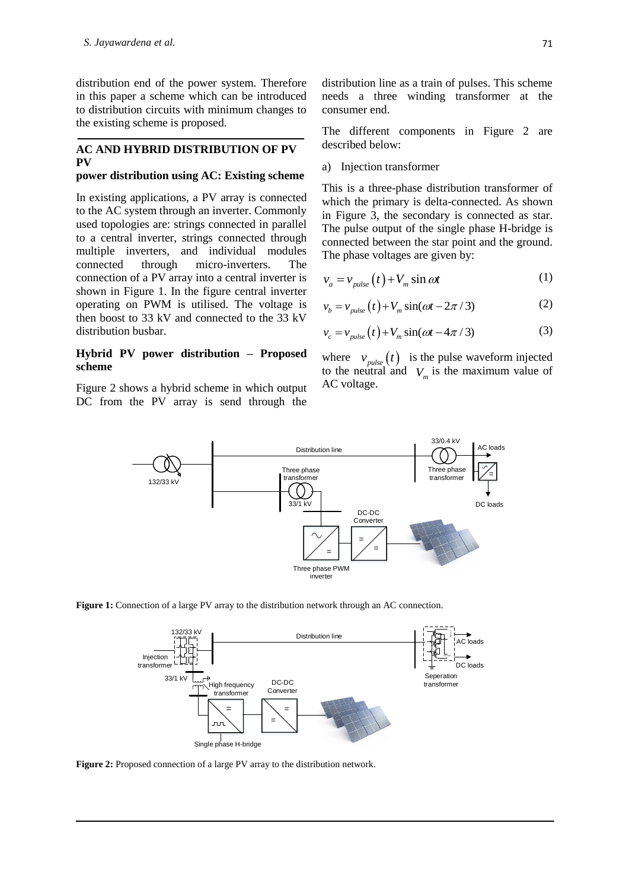distribution end of the power system. Therefore in this paper a scheme which can be introduced to distribution circuits with minimum changes to the existing scheme is proposed.

## AC AND HYBRID DISTRIBUTION OF PV

### PV power distribution using AC: Existing scheme

In existing applications, a PV array is connected to the AC system through an inverter. Commonly used topologies are: strings connected in parallel to a central inverter, strings connected through multiple inverters, and individual modules connected through micro-inverters. The connection of a PV array into a central inverter is shown in Figure 1. In the figure central inverter operating on PWM is utilised. The voltage is then boost to 33 kV and connected to the 33 kV distribution busbar.

### Hybrid PV power distribution – Proposed scheme

Figure 2 shows a hybrid scheme in which output DC from the PV array is send through the distribution line as a train of pulses. This scheme needs a three winding transformer at the consumer end.

The different components in Figure 2 are described below:

a) Injection transformer

This is a three-phase distribution transformer of which the primary is delta-connected. As shown in Figure 3, the secondary is connected as star. The pulse output of the single phase H-bridge is connected between the star point and the ground. The phase voltages are given by:

$$v_a = v_{pulse}(t) + V_m \sin \omega t \tag{1}$$

$$v_b = v_{pulse}(t) + V_m \sin(\omega t - 2\pi / 3) \tag{2}$$

$$v_c = v_{pulse}(t) + V_m \sin(\omega t - 4\pi / 3) \tag{3}$$

where $v_{pulse}(t)$ is the pulse waveform injected to the neutral and $V_m$ is the maximum value of AC voltage.

**Figure 1:** Connection of a large PV array to the distribution network through an AC connection.

**Figure 2:** Proposed connection of a large PV array to the distribution network.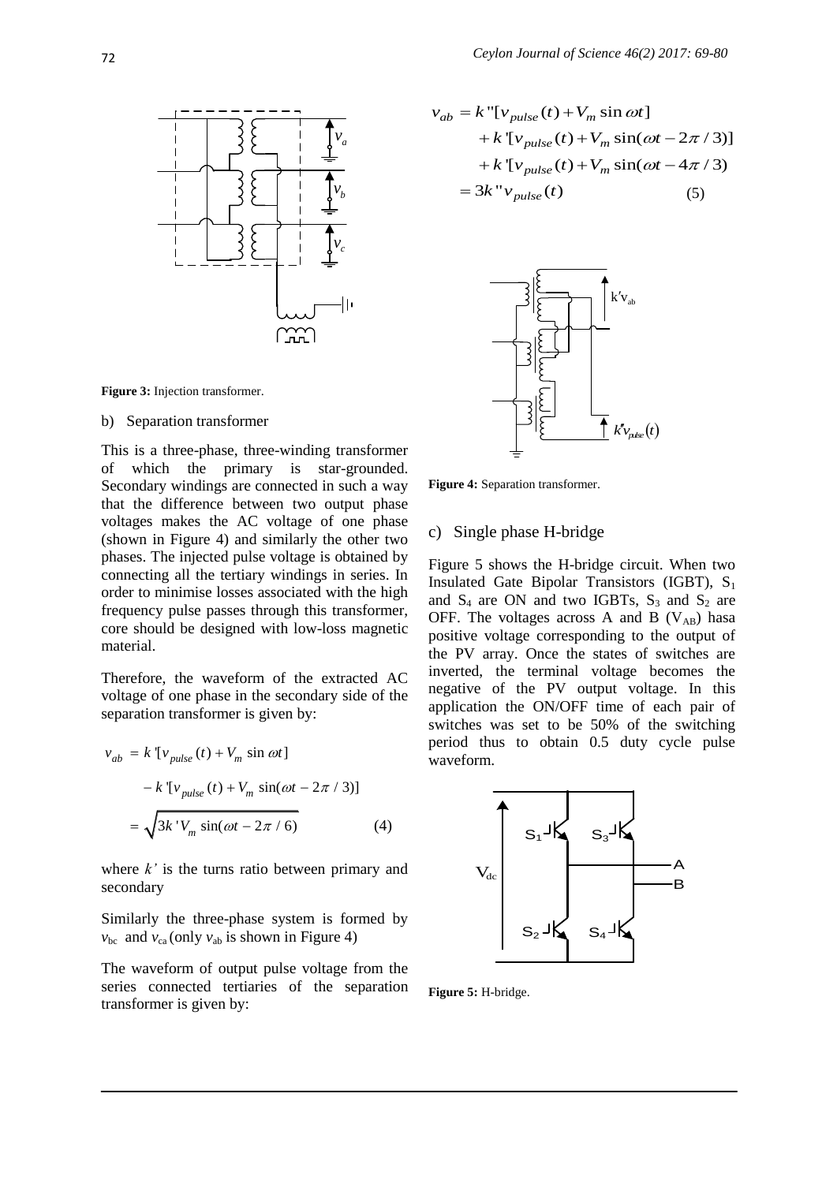Figure 3: Injection transformer.

b) Separation transformer

This is a three-phase, three-winding transformer of which the primary is star-grounded. Secondary windings are connected in such a way that the difference between two output phase voltages makes the AC voltage of one phase (shown in Figure 4) and similarly the other two phases. The injected pulse voltage is obtained by connecting all the tertiary windings in series. In order to minimise losses associated with the high frequency pulse passes through this transformer, core should be designed with low-loss magnetic material.

Therefore, the waveform of the extracted AC voltage of one phase in the secondary side of the separation transformer is given by:

$$
\begin{aligned}
v_{ab} &= k'[v_{pulse}(t) + V_m \sin \omega t] \\
&\quad - k'[v_{pulse}(t) + V_m \sin(\omega t - 2\pi/3)] \\
&= \sqrt{3k'V_m \sin(\omega t - 2\pi/6)}
\end{aligned} \tag{4}
$$

where $k'$ is the turns ratio between primary and secondary

Similarly the three-phase system is formed by $v_{bc}$ and $v_{ca}$ (only $v_{ab}$ is shown in Figure 4)

The waveform of output pulse voltage from the series connected tertiaries of the separation transformer is given by:

$$
\begin{aligned}
v_{ab} &= k''[v_{pulse}(t) + V_m \sin \omega t] \\
&\quad + k'[v_{pulse}(t) + V_m \sin(\omega t - 2\pi/3)] \\
&\quad + k'[v_{pulse}(t) + V_m \sin(\omega t - 4\pi/3)] \\
&= 3k''v_{pulse}(t)
\end{aligned} \tag{5}
$$

Figure 4: Separation transformer.

c) Single phase H-bridge

Figure 5 shows the H-bridge circuit. When two Insulated Gate Bipolar Transistors (IGBT), $S_1$ and $S_4$ are ON and two IGBTs, $S_3$ and $S_2$ are OFF. The voltages across A and B ($V_{AB}$) hasa positive voltage corresponding to the output of the PV array. Once the states of switches are inverted, the terminal voltage becomes the negative of the PV output voltage. In this application the ON/OFF time of each pair of switches was set to be 50% of the switching period thus to obtain 0.5 duty cycle pulse waveform.

Figure 5: H-bridge.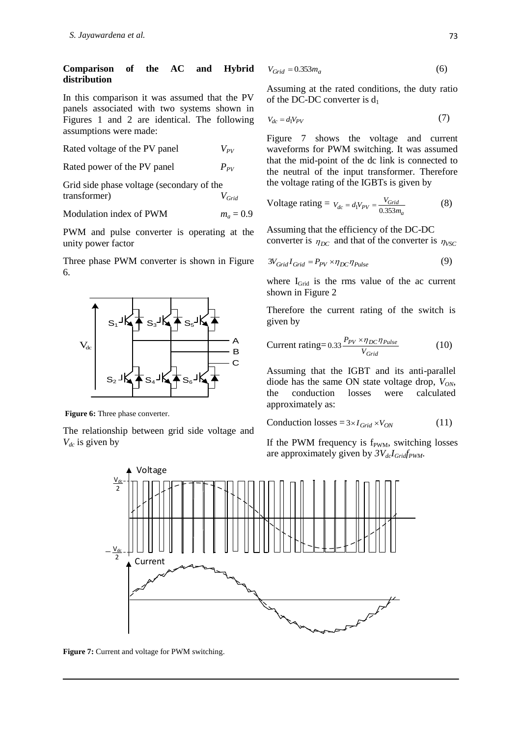### Comparison of the AC and Hybrid distribution

In this comparison it was assumed that the PV panels associated with two systems shown in Figures 1 and 2 are identical. The following assumptions were made:

Rated voltage of the PV panel $V_{PV}$

Rated power of the PV panel $P_{PV}$

Grid side phase voltage (secondary of the transformer) $V_{Grid}$

Modulation index of PWM $m_a = 0.9$

PWM and pulse converter is operating at the unity power factor

Three phase PWM converter is shown in Figure 6.

**Figure 6:** Three phase converter.

The relationship between grid side voltage and $V_{dc}$ is given by

$$V_{Grid} = 0.353 m_a \tag{6}$$

Assuming at the rated conditions, the duty ratio of the DC-DC converter is $d_1$

$$V_{dc} = d_1 V_{PV} \tag{7}$$

Figure 7 shows the voltage and current waveforms for PWM switching. It was assumed that the mid-point of the dc link is connected to the neutral of the input transformer. Therefore the voltage rating of the IGBTs is given by

$$\text{Voltage rating} = V_{dc} = d_1 V_{PV} = \frac{V_{Grid}}{0.353 m_a} \tag{8}$$

Assuming that the efficiency of the DC-DC converter is $\eta_{DC}$ and that of the converter is $\eta_{VSC}$

$$3 V_{Grid} I_{Grid} = P_{PV} \times \eta_{DC} \eta_{Pulse} \tag{9}$$

where $I_{Grid}$ is the rms value of the ac current shown in Figure 2

Therefore the current rating of the switch is given by

$$\text{Current rating} = 0.33 \frac{P_{PV} \times \eta_{DC} \eta_{Pulse}}{V_{Grid}} \tag{10}$$

Assuming that the IGBT and its anti-parallel diode has the same ON state voltage drop, $V_{ON}$, the conduction losses were calculated approximately as:

$$\text{Conduction losses} = 3 \times I_{Grid} \times V_{ON} \tag{11}$$

If the PWM frequency is $f_{PWM}$, switching losses are approximately given by $3 V_{dc} I_{Grid} f_{PWM}$.

**Figure 7:** Current and voltage for PWM switching.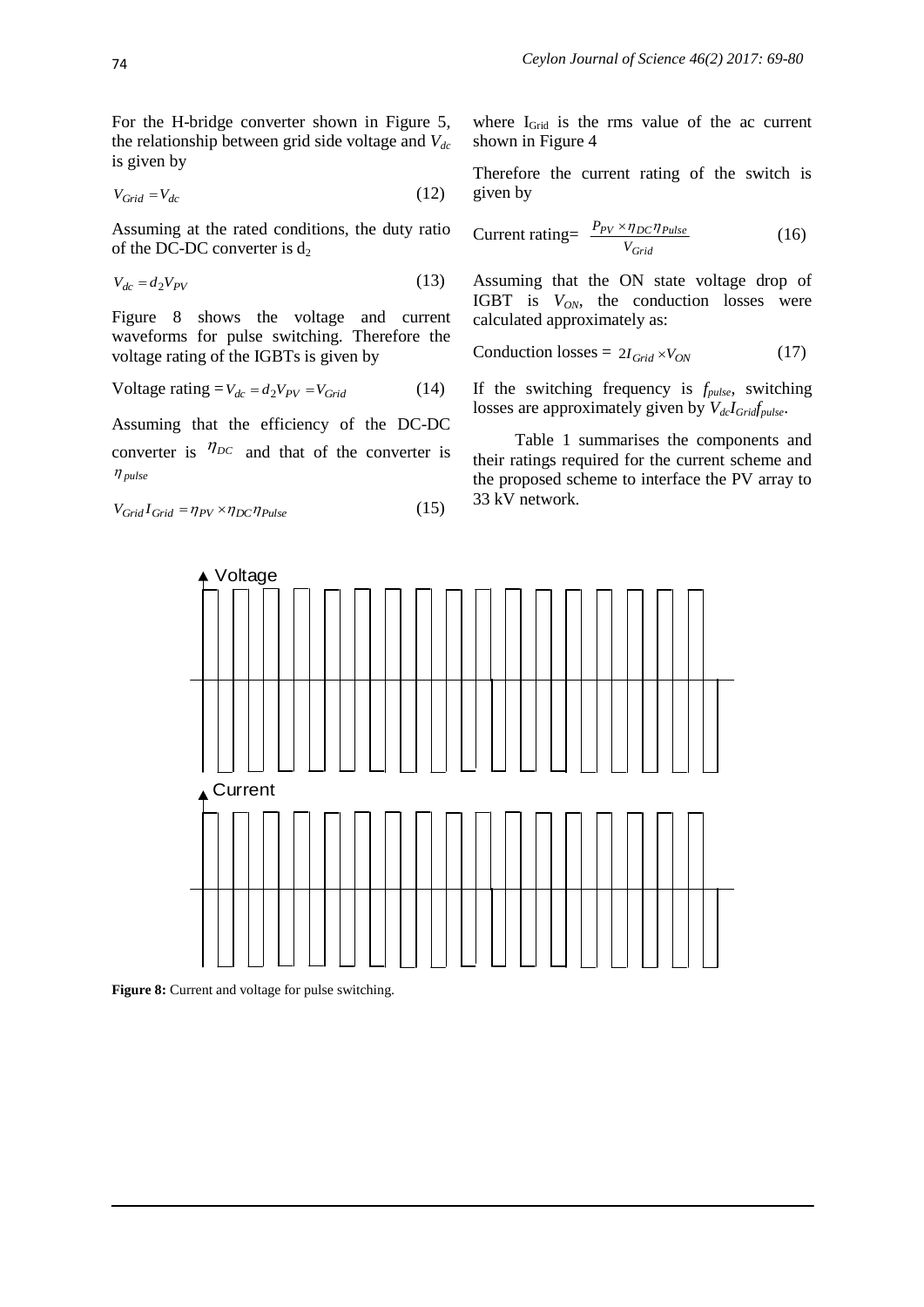For the H-bridge converter shown in Figure 5, the relationship between grid side voltage and $V_{dc}$ is given by

$$V_{Grid} = V_{dc} \tag{12}$$

Assuming at the rated conditions, the duty ratio of the DC-DC converter is $d_2$

$$V_{dc} = d_2 V_{PV} \tag{13}$$

Figure 8 shows the voltage and current waveforms for pulse switching. Therefore the voltage rating of the IGBTs is given by

$$\text{Voltage rating} = V_{dc} = d_2 V_{PV} = V_{Grid} \tag{14}$$

Assuming that the efficiency of the DC-DC converter is $\eta_{DC}$ and that of the converter is $\eta_{pulse}$

$$V_{Grid} I_{Grid} = \eta_{PV} \times \eta_{DC} \eta_{Pulse} \tag{15}$$

where $I_{Grid}$ is the rms value of the ac current shown in Figure 4

Therefore the current rating of the switch is given by

$$\text{Current rating} = \frac{P_{PV} \times \eta_{DC} \eta_{Pulse}}{V_{Grid}} \tag{16}$$

Assuming that the ON state voltage drop of IGBT is $V_{ON}$, the conduction losses were calculated approximately as:

$$\text{Conduction losses} = 2 I_{Grid} \times V_{ON} \tag{17}$$

If the switching frequency is $f_{pulse}$, switching losses are approximately given by $V_{dc} I_{Grid} f_{pulse}$.

Table 1 summarises the components and their ratings required for the current scheme and the proposed scheme to interface the PV array to 33 kV network.

**Figure 8:** Current and voltage for pulse switching.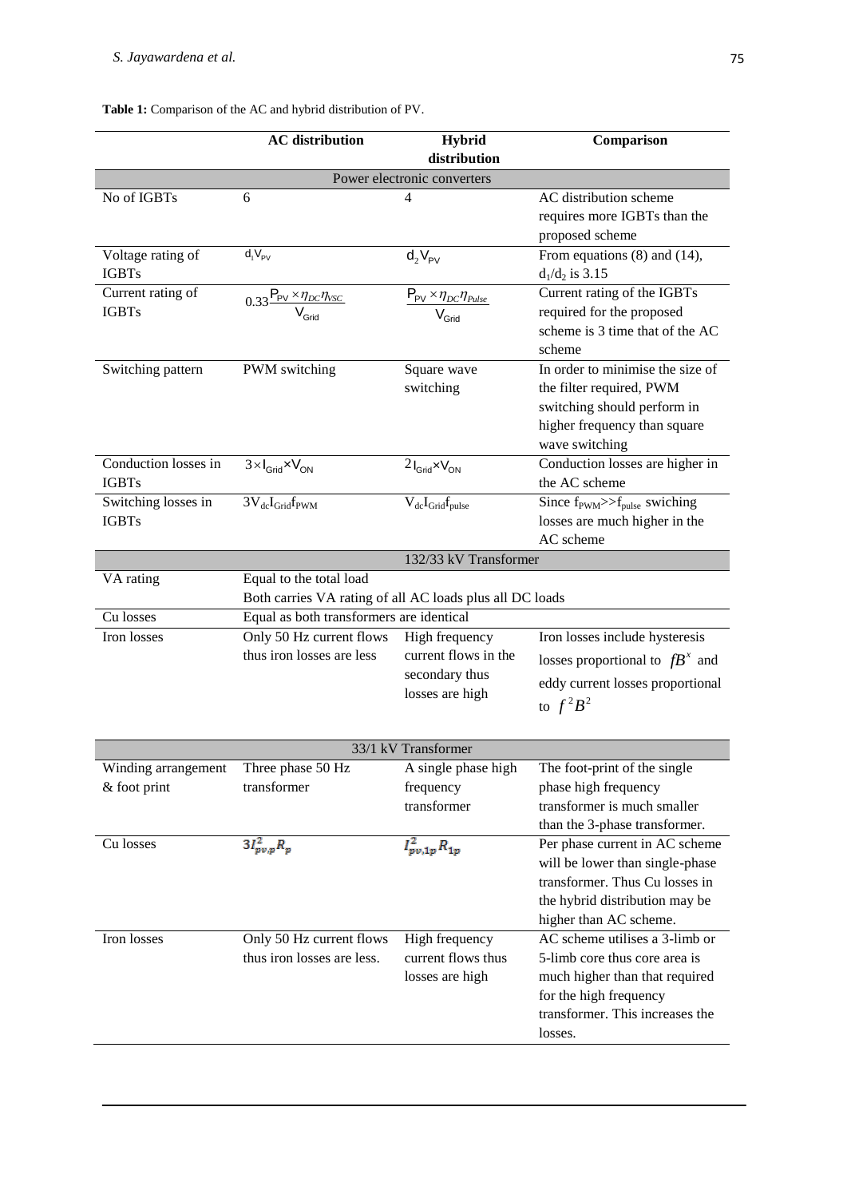**Table 1:** Comparison of the AC and hybrid distribution of PV.

| | **AC distribution** | **Hybrid distribution** | **Comparison** |
|---|---|---|---|
| | | Power electronic converters | |
| No of IGBTs | 6 | 4 | AC distribution scheme requires more IGBTs than the proposed scheme |
| Voltage rating of IGBTs | $d_1V_{PV}$ | $d_2V_{PV}$ | From equations (8) and (14), $d_1/d_2$ is 3.15 |
| Current rating of IGBTs | $0.33\frac{P_{PV}\times\eta_{DC}\eta_{VSC}}{V_{Grid}}$ | $\frac{P_{PV}\times\eta_{DC}\eta_{Pulse}}{V_{Grid}}$ | Current rating of the IGBTs required for the proposed scheme is 3 time that of the AC scheme |
| Switching pattern | PWM switching | Square wave switching | In order to minimise the size of the filter required, PWM switching should perform in higher frequency than square wave switching |
| Conduction losses in IGBTs | $3\times I_{Grid}\times V_{ON}$ | $2I_{Grid}\times V_{ON}$ | Conduction losses are higher in the AC scheme |
| Switching losses in IGBTs | $3V_{dc}I_{Grid}f_{PWM}$ | $V_{dc}I_{Grid}f_{pulse}$ | Since $f_{PWM}>>f_{pulse}$ swiching losses are much higher in the AC scheme |
| | | 132/33 kV Transformer | |
| VA rating | Equal to the total load<br>Both carries VA rating of all AC loads plus all DC loads | | |
| Cu losses | Equal as both transformers are identical | | |
| Iron losses | Only 50 Hz current flows thus iron losses are less | High frequency current flows in the secondary thus losses are high | Iron losses include hysteresis losses proportional to $fB^x$ and eddy current losses proportional to $f^2B^2$ |
| | | 33/1 kV Transformer | |
| Winding arrangement & foot print | Three phase 50 Hz transformer | A single phase high frequency transformer | The foot-print of the single phase high frequency transformer is much smaller than the 3-phase transformer. |
| Cu losses | $3I_{pv,p}^2R_p$ | $I_{pv,1p}^2R_{1p}$ | Per phase current in AC scheme will be lower than single-phase transformer. Thus Cu losses in the hybrid distribution may be higher than AC scheme. |
| Iron losses | Only 50 Hz current flows thus iron losses are less. | High frequency current flows thus losses are high | AC scheme utilises a 3-limb or 5-limb core thus core area is much higher than that required for the high frequency transformer. This increases the losses. |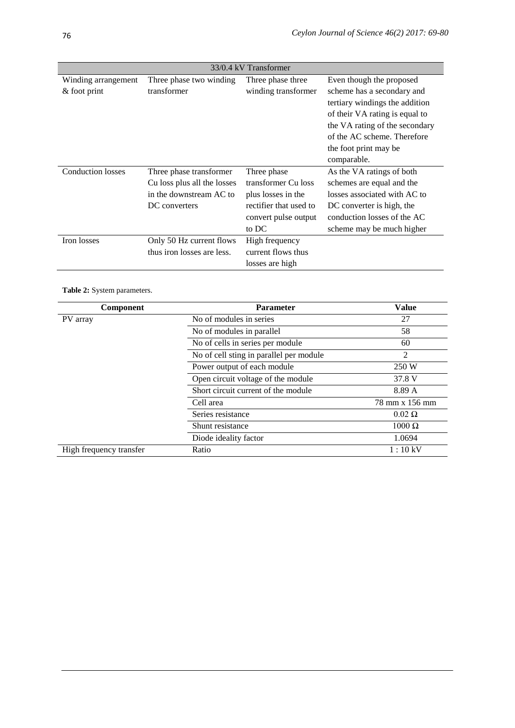| | | | |
|---|---|---|---|
| 33/0.4 kV Transformer | | | |
| Winding arrangement & foot print | Three phase two winding transformer | Three phase three winding transformer | Even though the proposed scheme has a secondary and tertiary windings the addition of their VA rating is equal to the VA rating of the secondary of the AC scheme. Therefore the foot print may be comparable. |
| Conduction losses | Three phase transformer Cu loss plus all the losses in the downstream AC to DC converters | Three phase transformer Cu loss plus losses in the rectifier that used to convert pulse output to DC | As the VA ratings of both schemes are equal and the losses associated with AC to DC converter is high, the conduction losses of the AC scheme may be much higher |
| Iron losses | Only 50 Hz current flows thus iron losses are less. | High frequency current flows thus losses are high | |

**Table 2:** System parameters.

| Component | Parameter | Value |
|---|---|---|
| PV array | No of modules in series | 27 |
| | No of modules in parallel | 58 |
| | No of cells in series per module | 60 |
| | No of cell sting in parallel per module | 2 |
| | Power output of each module | 250 W |
| | Open circuit voltage of the module | 37.8 V |
| | Short circuit current of the module | 8.89 A |
| | Cell area | 78 mm x 156 mm |
| | Series resistance | 0.02 Ω |
| | Shunt resistance | 1000 Ω |
| | Diode ideality factor | 1.0694 |
| High frequency transfer | Ratio | 1 : 10 kV |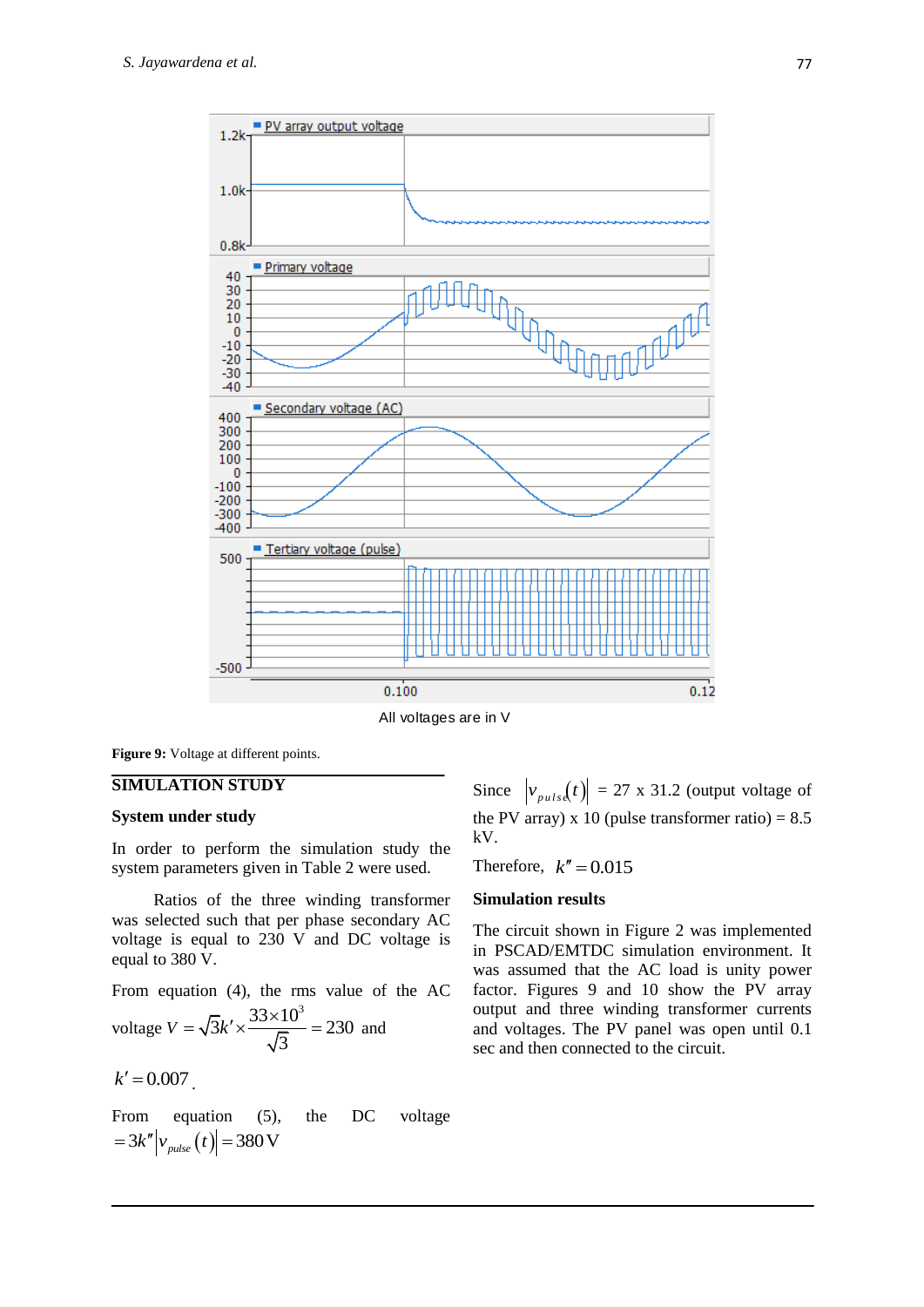All voltages are in V

**Figure 9:** Voltage at different points.

## SIMULATION STUDY

### System under study

In order to perform the simulation study the system parameters given in Table 2 were used.

Ratios of the three winding transformer was selected such that per phase secondary AC voltage is equal to 230 V and DC voltage is equal to 380 V.

From equation (4), the rms value of the AC voltage $V = \sqrt{3}k' \times \dfrac{33\times10^3}{\sqrt{3}} = 230$ and

$k' = 0.007$.

From equation (5), the DC voltage $= 3k''\left|v_{pulse}(t)\right| = 380\,\text{V}$

Since $\left|v_{pulse}(t)\right|$ = 27 x 31.2 (output voltage of the PV array) x 10 (pulse transformer ratio) = 8.5 kV.

Therefore, $k'' = 0.015$

### Simulation results

The circuit shown in Figure 2 was implemented in PSCAD/EMTDC simulation environment. It was assumed that the AC load is unity power factor. Figures 9 and 10 show the PV array output and three winding transformer currents and voltages. The PV panel was open until 0.1 sec and then connected to the circuit.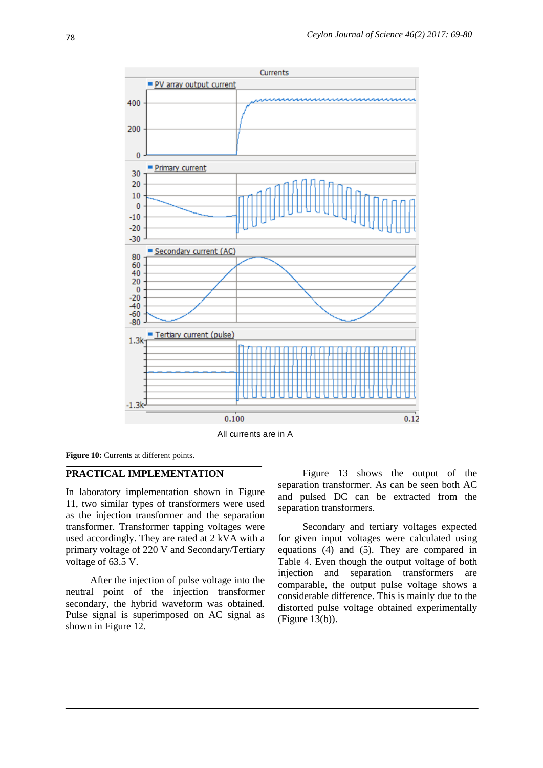Figure 10: Currents at different points.

## PRACTICAL IMPLEMENTATION

In laboratory implementation shown in Figure 11, two similar types of transformers were used as the injection transformer and the separation transformer. Transformer tapping voltages were used accordingly. They are rated at 2 kVA with a primary voltage of 220 V and Secondary/Tertiary voltage of 63.5 V.

After the injection of pulse voltage into the neutral point of the injection transformer secondary, the hybrid waveform was obtained. Pulse signal is superimposed on AC signal as shown in Figure 12.

Figure 13 shows the output of the separation transformer. As can be seen both AC and pulsed DC can be extracted from the separation transformers.

Secondary and tertiary voltages expected for given input voltages were calculated using equations (4) and (5). They are compared in Table 4. Even though the output voltage of both injection and separation transformers are comparable, the output pulse voltage shows a considerable difference. This is mainly due to the distorted pulse voltage obtained experimentally (Figure 13(b)).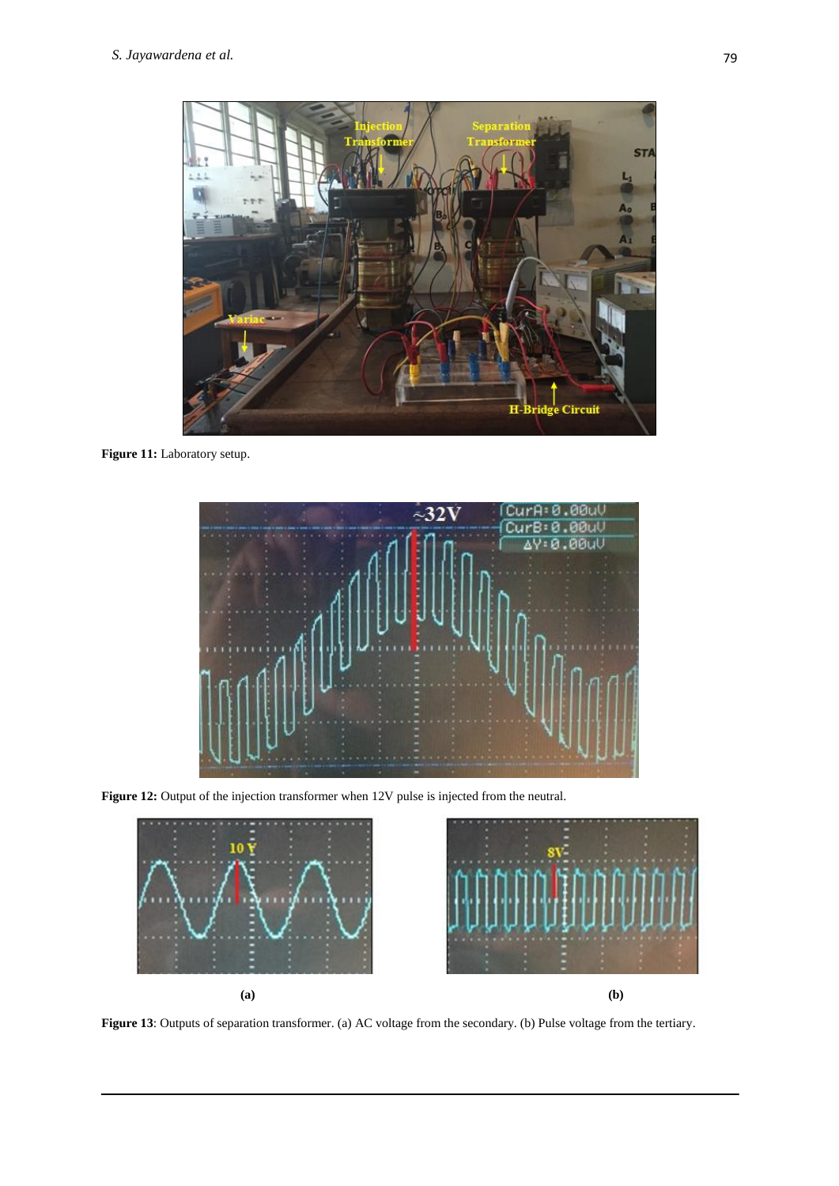**Figure 11:** Laboratory setup.

**Figure 12:** Output of the injection transformer when 12V pulse is injected from the neutral.

**(a)**

**(b)**

**Figure 13**: Outputs of separation transformer. (a) AC voltage from the secondary. (b) Pulse voltage from the tertiary.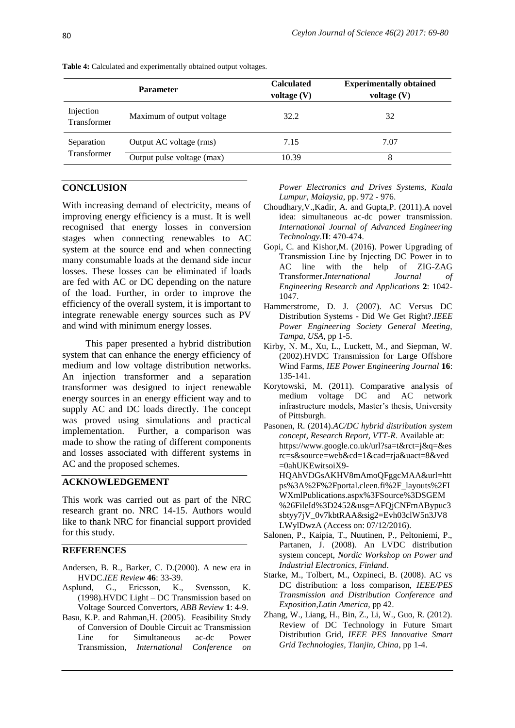**Table 4:** Calculated and experimentally obtained output voltages.

| Parameter | | Calculated voltage (V) | Experimentally obtained voltage (V) |
|---|---|---|---|
| Injection Transformer | Maximum of output voltage | 32.2 | 32 |
| Separation Transformer | Output AC voltage (rms) | 7.15 | 7.07 |
| | Output pulse voltage (max) | 10.39 | 8 |

## CONCLUSION

With increasing demand of electricity, means of improving energy efficiency is a must. It is well recognised that energy losses in conversion stages when connecting renewables to AC system at the source end and when connecting many consumable loads at the demand side incur losses. These losses can be eliminated if loads are fed with AC or DC depending on the nature of the load. Further, in order to improve the efficiency of the overall system, it is important to integrate renewable energy sources such as PV and wind with minimum energy losses.

This paper presented a hybrid distribution system that can enhance the energy efficiency of medium and low voltage distribution networks. An injection transformer and a separation transformer was designed to inject renewable energy sources in an energy efficient way and to supply AC and DC loads directly. The concept was proved using simulations and practical implementation. Further, a comparison was made to show the rating of different components and losses associated with different systems in AC and the proposed schemes.

## ACKNOWLEDGEMENT

This work was carried out as part of the NRC research grant no. NRC 14-15. Authors would like to thank NRC for financial support provided for this study.

## REFERENCES

Andersen, B. R., Barker, C. D.(2000). A new era in HVDC.*IEE Review* **46**: 33-39.

Asplund, G., Ericsson, K., Svensson, K. (1998).HVDC Light – DC Transmission based on Voltage Sourced Convertors, *ABB Review* **1**: 4-9.

Basu, K.P. and Rahman,H. (2005). Feasibility Study of Conversion of Double Circuit ac Transmission Line for Simultaneous ac-dc Power Transmission, *International Conference on Power Electronics and Drives Systems, Kuala Lumpur, Malaysia*, pp. 972 - 976.

Choudhary,V.,Kadir, A. and Gupta,P. (2011).A novel idea: simultaneous ac-dc power transmission. *International Journal of Advanced Engineering Technology*.**II**: 470-474.

Gopi, C. and Kishor,M. (2016). Power Upgrading of Transmission Line by Injecting DC Power in to AC line with the help of ZIG-ZAG Transformer.*International Journal of Engineering Research and Applications* **2**: 1042-1047.

Hammerstrome, D. J. (2007). AC Versus DC Distribution Systems - Did We Get Right?.*IEEE Power Engineering Society General Meeting, Tampa, USA*, pp 1-5.

Kirby, N. M., Xu, L., Luckett, M., and Siepman, W. (2002).HVDC Transmission for Large Offshore Wind Farms, *IEE Power Engineering Journal* **16**: 135-141.

Korytowski, M. (2011). Comparative analysis of medium voltage DC and AC network infrastructure models, Master's thesis, University of Pittsburgh.

Pasonen, R. (2014).*AC/DC hybrid distribution system concept*, *Research Report, VTT-R*. Available at: https://www.google.co.uk/url?sa=t&rct=j&q=&esrc=s&source=web&cd=1&cad=rja&uact=8&ved=0ahUKEwitsoiX9-HQAhVDGsAKHV8mAmoQFggcMAA&url=https%3A%2F%2Fportal.cleen.fi%2F_layouts%2FIWXmlPublications.aspx%3FSource%3DSGEM%26FileId%3D2452&usg=AFQjCNFrnABypuc3sbtyy7jV_0v7kbtRAA&sig2=Evh03clW5n3JV8LWylDwzA (Access on: 07/12/2016).

Salonen, P., Kaipia, T., Nuutinen, P., Peltoniemi, P., Partanen, J. (2008). An LVDC distribution system concept, *Nordic Workshop on Power and Industrial Electronics, Finland*.

Starke, M., Tolbert, M., Ozpineci, B. (2008). AC vs DC distribution: a loss comparison, *IEEE/PES Transmission and Distribution Conference and Exposition,Latin America*, pp 42.

Zhang, W., Liang, H., Bin, Z., Li, W., Guo, R. (2012). Review of DC Technology in Future Smart Distribution Grid, *IEEE PES Innovative Smart Grid Technologies, Tianjin, China*, pp 1-4.